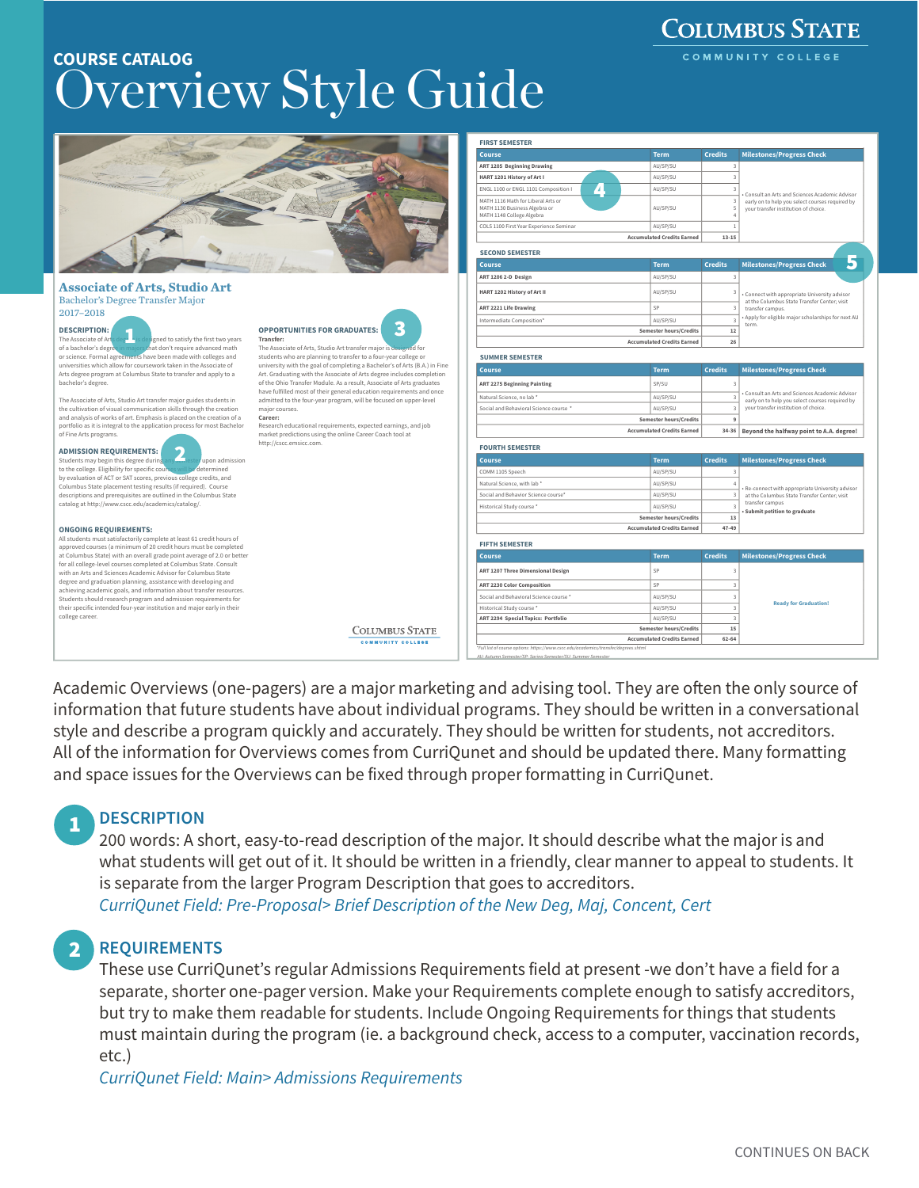# COURSE CATALOG
# Overview Style Guide

Academic Overviews (one-pagers) are a major marketing and advising tool. They are often the only source of information that future students have about individual programs. They should be written in a conversational style and describe a program quickly and accurately. They should be written for students, not accreditors. All of the information for Overviews comes from CurriQunet and should be updated there. Many formatting and space issues for the Overviews can be fixed through proper formatting in CurriQunet.

## 1 DESCRIPTION

200 words: A short, easy-to-read description of the major. It should describe what the major is and what students will get out of it. It should be written in a friendly, clear manner to appeal to students. It is separate from the larger Program Description that goes to accreditors.

*CurriQunet Field: Pre-Proposal> Brief Description of the New Deg, Maj, Concent, Cert*

## 2 REQUIREMENTS

These use CurriQunet's regular Admissions Requirements field at present -we don't have a field for a separate, shorter one-pager version. Make your Requirements complete enough to satisfy accreditors, but try to make them readable for students. Include Ongoing Requirements for things that students must maintain during the program (ie. a background check, access to a computer, vaccination records, etc.)

*CurriQunet Field: Main> Admissions Requirements*

CONTINUES ON BACK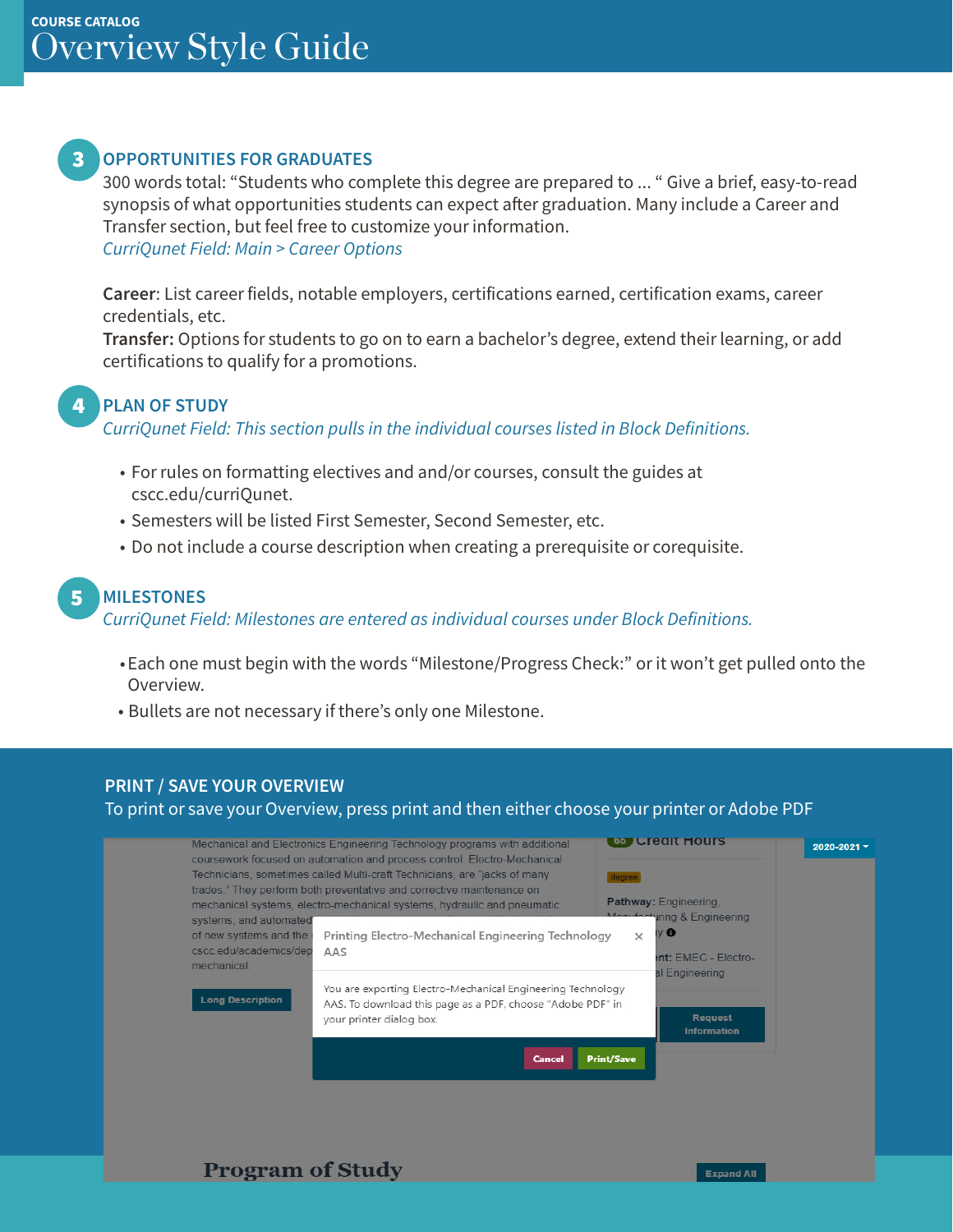COURSE CATALOG

# Overview Style Guide

## 3 OPPORTUNITIES FOR GRADUATES

300 words total: "Students who complete this degree are prepared to ... " Give a brief, easy-to-read synopsis of what opportunities students can expect after graduation. Many include a Career and Transfer section, but feel free to customize your information.
*CurriQunet Field: Main > Career Options*

**Career**: List career fields, notable employers, certifications earned, certification exams, career credentials, etc.
**Transfer:** Options for students to go on to earn a bachelor's degree, extend their learning, or add certifications to qualify for a promotions.

## 4 PLAN OF STUDY

*CurriQunet Field: This section pulls in the individual courses listed in Block Definitions.*

- For rules on formatting electives and and/or courses, consult the guides at cscc.edu/curriQunet.
- Semesters will be listed First Semester, Second Semester, etc.
- Do not include a course description when creating a prerequisite or corequisite.

## 5 MILESTONES

*CurriQunet Field: Milestones are entered as individual courses under Block Definitions.*

- Each one must begin with the words "Milestone/Progress Check:" or it won't get pulled onto the Overview.
- Bullets are not necessary if there's only one Milestone.

## PRINT / SAVE YOUR OVERVIEW

To print or save your Overview, press print and then either choose your printer or Adobe PDF